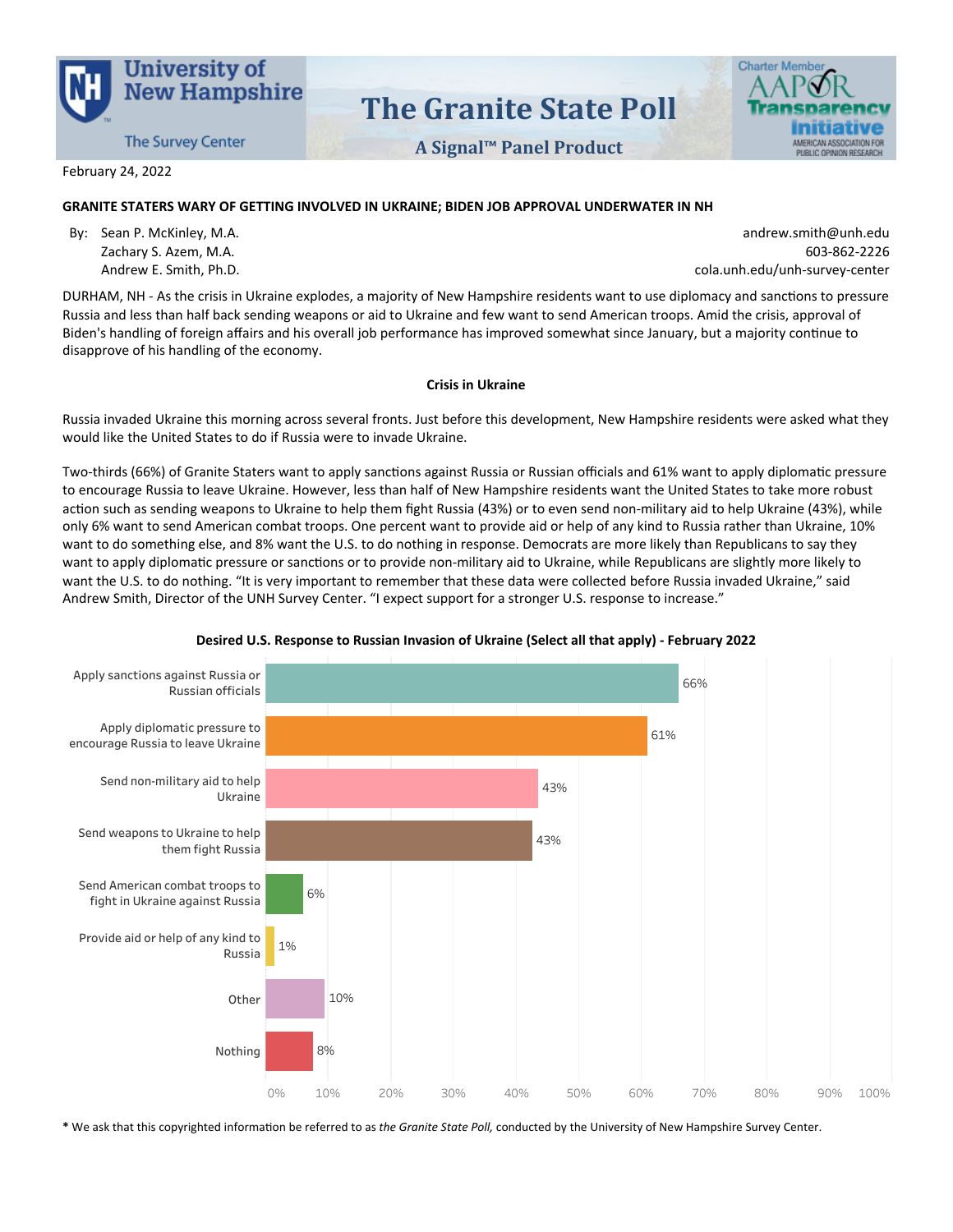University of New Hampshire
The Survey Center

# The Granite State Poll

**A Signal™ Panel Product**

Charter Member AAPOR Transparency Initiative — American Association for Public Opinion Research

February 24, 2022

**GRANITE STATERS WARY OF GETTING INVOLVED IN UKRAINE; BIDEN JOB APPROVAL UNDERWATER IN NH**

By: Sean P. McKinley, M.A.
Zachary S. Azem, M.A.
Andrew E. Smith, Ph.D.

andrew.smith@unh.edu
603-862-2226
cola.unh.edu/unh-survey-center

DURHAM, NH - As the crisis in Ukraine explodes, a majority of New Hampshire residents want to use diplomacy and sanctions to pressure Russia and less than half back sending weapons or aid to Ukraine and few want to send American troops. Amid the crisis, approval of Biden's handling of foreign affairs and his overall job performance has improved somewhat since January, but a majority continue to disapprove of his handling of the economy.

## Crisis in Ukraine

Russia invaded Ukraine this morning across several fronts. Just before this development, New Hampshire residents were asked what they would like the United States to do if Russia were to invade Ukraine.

Two-thirds (66%) of Granite Staters want to apply sanctions against Russia or Russian officials and 61% want to apply diplomatic pressure to encourage Russia to leave Ukraine. However, less than half of New Hampshire residents want the United States to take more robust action such as sending weapons to Ukraine to help them fight Russia (43%) or to even send non-military aid to help Ukraine (43%), while only 6% want to send American combat troops. One percent want to provide aid or help of any kind to Russia rather than Ukraine, 10% want to do something else, and 8% want the U.S. to do nothing in response. Democrats are more likely than Republicans to say they want to apply diplomatic pressure or sanctions or to provide non-military aid to Ukraine, while Republicans are slightly more likely to want the U.S. to do nothing. "It is very important to remember that these data were collected before Russia invaded Ukraine," said Andrew Smith, Director of the UNH Survey Center. "I expect support for a stronger U.S. response to increase."

**Desired U.S. Response to Russian Invasion of Ukraine (Select all that apply) - February 2022**

| Response | Percent |
| --- | --- |
| Apply sanctions against Russia or Russian officials | 66% |
| Apply diplomatic pressure to encourage Russia to leave Ukraine | 61% |
| Send non-military aid to help Ukraine | 43% |
| Send weapons to Ukraine to help them fight Russia | 43% |
| Send American combat troops to fight in Ukraine against Russia | 6% |
| Provide aid or help of any kind to Russia | 1% |
| Other | 10% |
| Nothing | 8% |

**\*** We ask that this copyrighted information be referred to as *the Granite State Poll,* conducted by the University of New Hampshire Survey Center.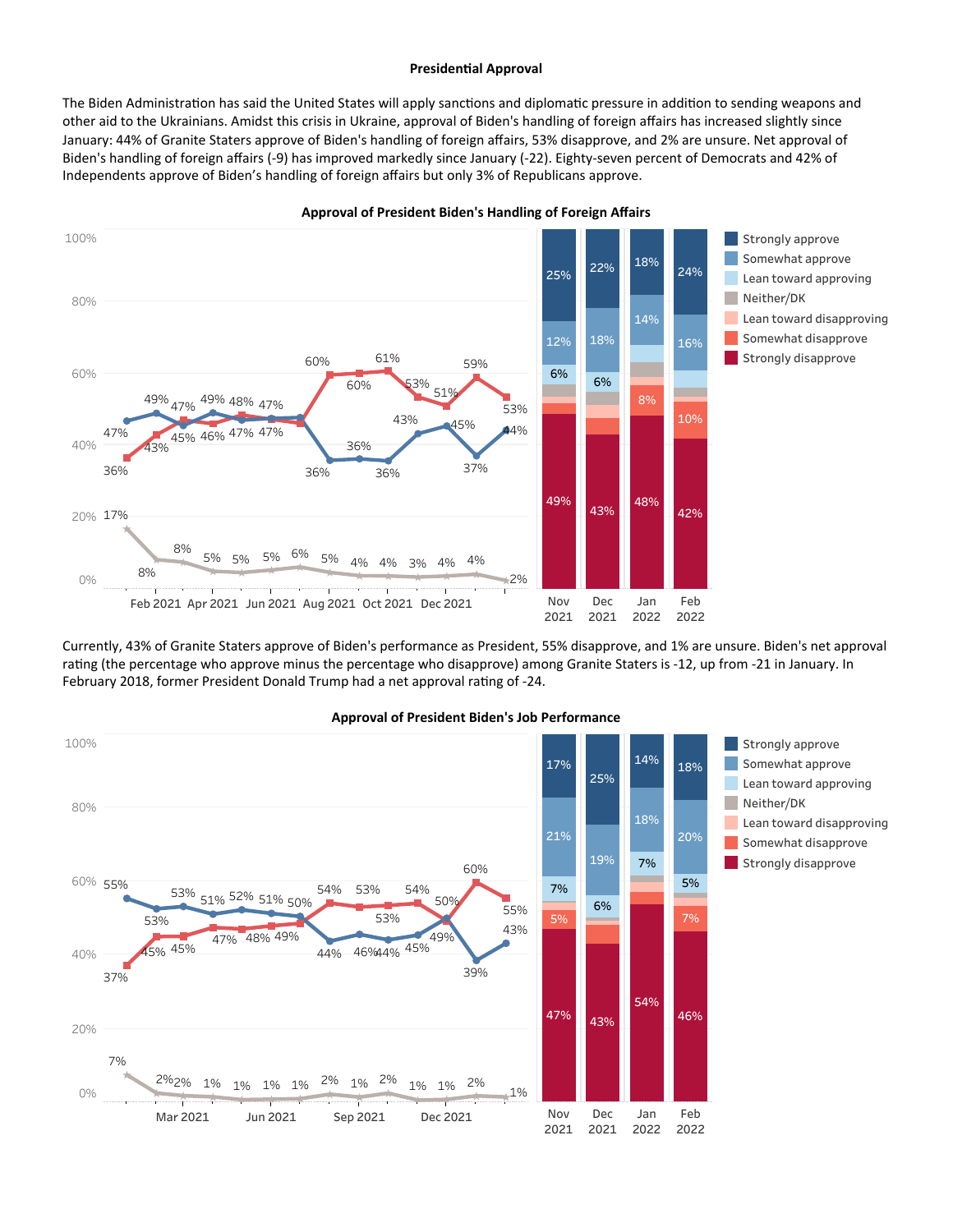**Presidential Approval**

The Biden Administration has said the United States will apply sanctions and diplomatic pressure in addition to sending weapons and other aid to the Ukrainians. Amidst this crisis in Ukraine, approval of Biden's handling of foreign affairs has increased slightly since January: 44% of Granite Staters approve of Biden's handling of foreign affairs, 53% disapprove, and 2% are unsure. Net approval of Biden's handling of foreign affairs (-9) has improved markedly since January (-22). Eighty-seven percent of Democrats and 42% of Independents approve of Biden's handling of foreign affairs but only 3% of Republicans approve.

**Approval of President Biden's Handling of Foreign Affairs**

Currently, 43% of Granite Staters approve of Biden's performance as President, 55% disapprove, and 1% are unsure. Biden's net approval rating (the percentage who approve minus the percentage who disapprove) among Granite Staters is -12, up from -21 in January. In February 2018, former President Donald Trump had a net approval rating of -24.

**Approval of President Biden's Job Performance**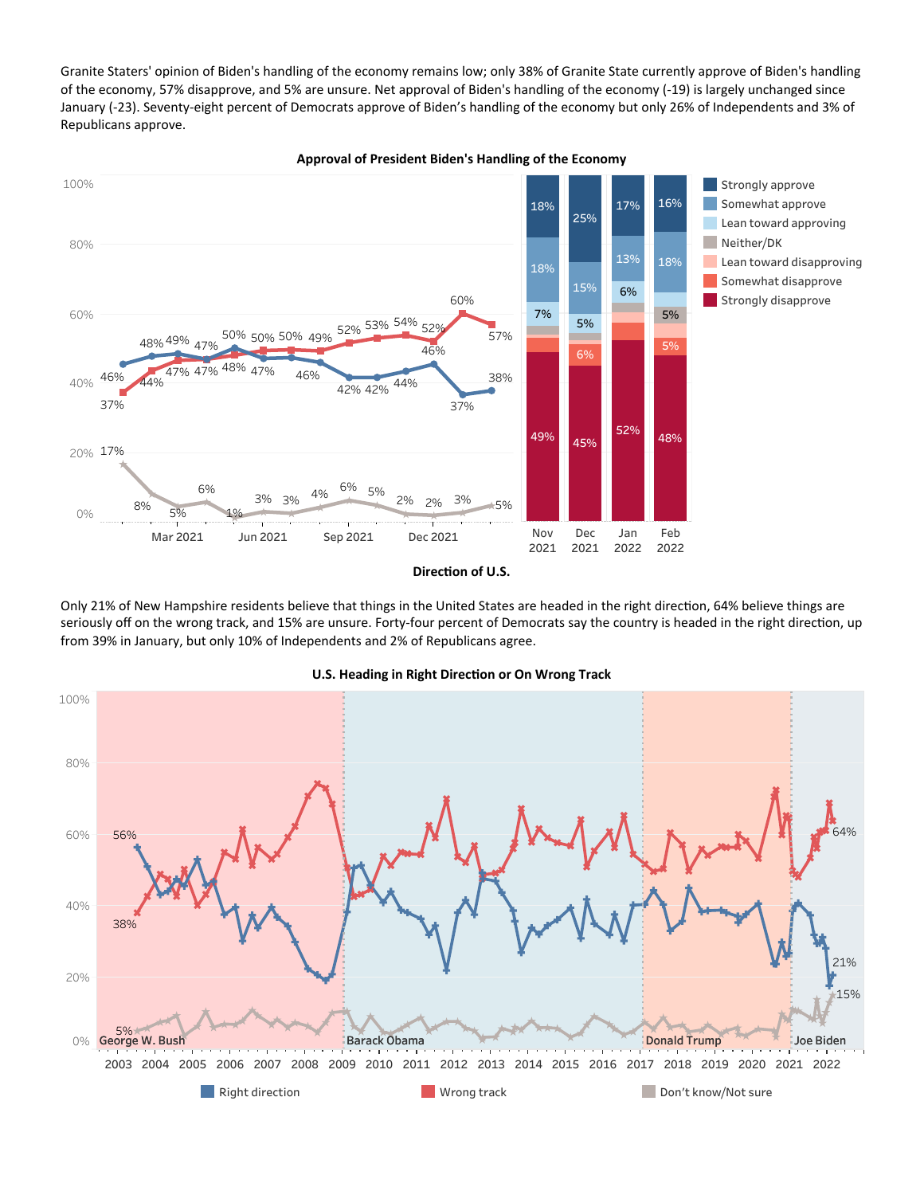Granite Staters' opinion of Biden's handling of the economy remains low; only 38% of Granite State currently approve of Biden's handling of the economy, 57% disapprove, and 5% are unsure. Net approval of Biden's handling of the economy (-19) is largely unchanged since January (-23). Seventy-eight percent of Democrats approve of Biden's handling of the economy but only 26% of Independents and 3% of Republicans approve.

**Approval of President Biden's Handling of the Economy**

| | Nov 2021 | Dec 2021 | Jan 2022 | Feb 2022 |
|---|---|---|---|---|
| Strongly approve | 18% | 25% | 17% | 16% |
| Somewhat approve | 18% | 15% | 13% | 18% |
| Lean toward approving | 7% | 5% | 6% | |
| Neither/DK | | | | 5% |
| Lean toward disapproving | | | | |
| Somewhat disapprove | | 6% | | 5% |
| Strongly disapprove | 49% | 45% | 52% | 48% |

**Direction of U.S.**

Only 21% of New Hampshire residents believe that things in the United States are headed in the right direction, 64% believe things are seriously off on the wrong track, and 15% are unsure. Forty-four percent of Democrats say the country is headed in the right direction, up from 39% in January, but only 10% of Independents and 2% of Republicans agree.

**U.S. Heading in Right Direction or On Wrong Track**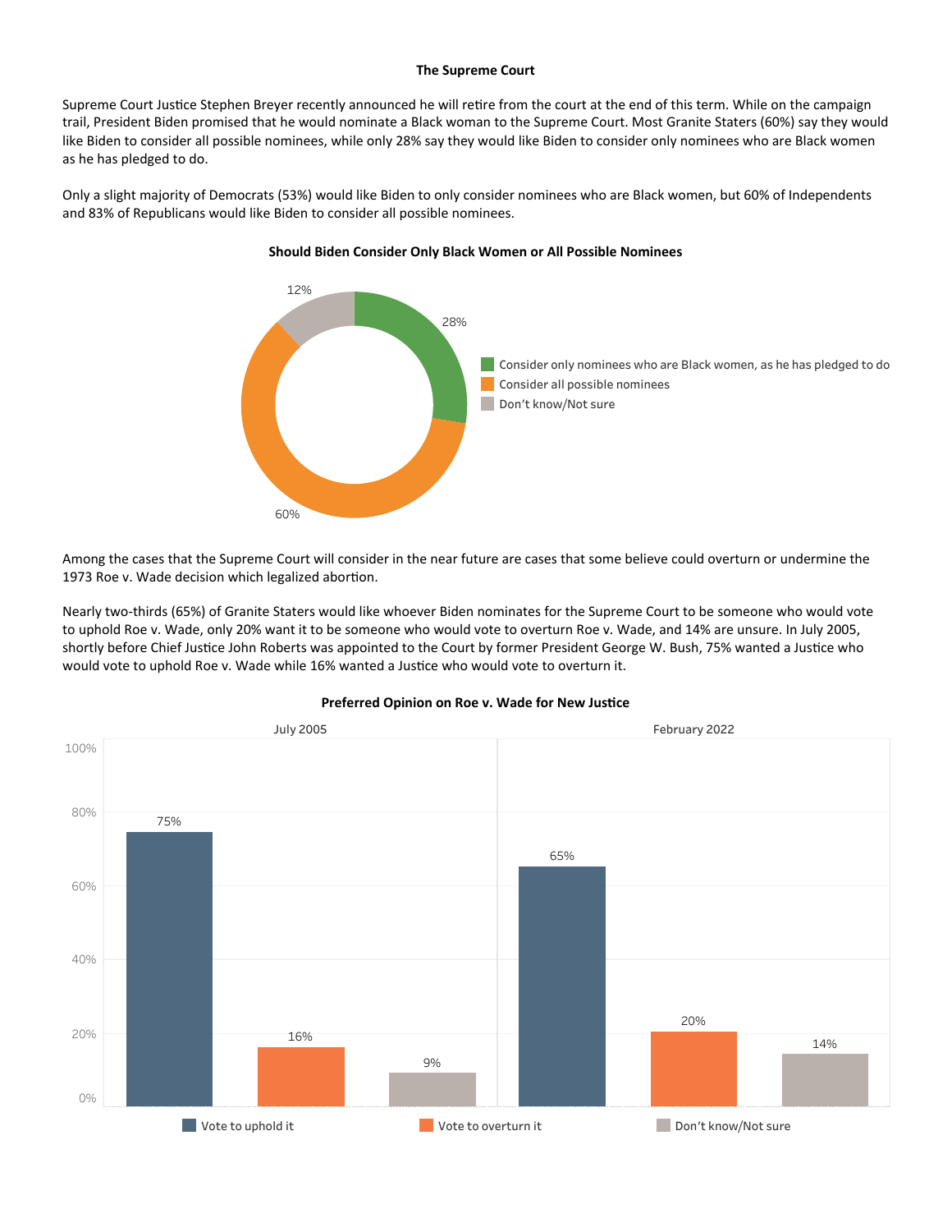## The Supreme Court

Supreme Court Justice Stephen Breyer recently announced he will retire from the court at the end of this term. While on the campaign trail, President Biden promised that he would nominate a Black woman to the Supreme Court. Most Granite Staters (60%) say they would like Biden to consider all possible nominees, while only 28% say they would like Biden to consider only nominees who are Black women as he has pledged to do.

Only a slight majority of Democrats (53%) would like Biden to only consider nominees who are Black women, but 60% of Independents and 83% of Republicans would like Biden to consider all possible nominees.

**Should Biden Consider Only Black Women or All Possible Nominees**

| Response | Percent |
| --- | --- |
| Consider only nominees who are Black women, as he has pledged to do | 28% |
| Consider all possible nominees | 60% |
| Don't know/Not sure | 12% |

Among the cases that the Supreme Court will consider in the near future are cases that some believe could overturn or undermine the 1973 Roe v. Wade decision which legalized abortion.

Nearly two-thirds (65%) of Granite Staters would like whoever Biden nominates for the Supreme Court to be someone who would vote to uphold Roe v. Wade, only 20% want it to be someone who would vote to overturn Roe v. Wade, and 14% are unsure. In July 2005, shortly before Chief Justice John Roberts was appointed to the Court by former President George W. Bush, 75% wanted a Justice who would vote to uphold Roe v. Wade while 16% wanted a Justice who would vote to overturn it.

**Preferred Opinion on Roe v. Wade for New Justice**

| | July 2005 | February 2022 |
| --- | --- | --- |
| Vote to uphold it | 75% | 65% |
| Vote to overturn it | 16% | 20% |
| Don't know/Not sure | 9% | 14% |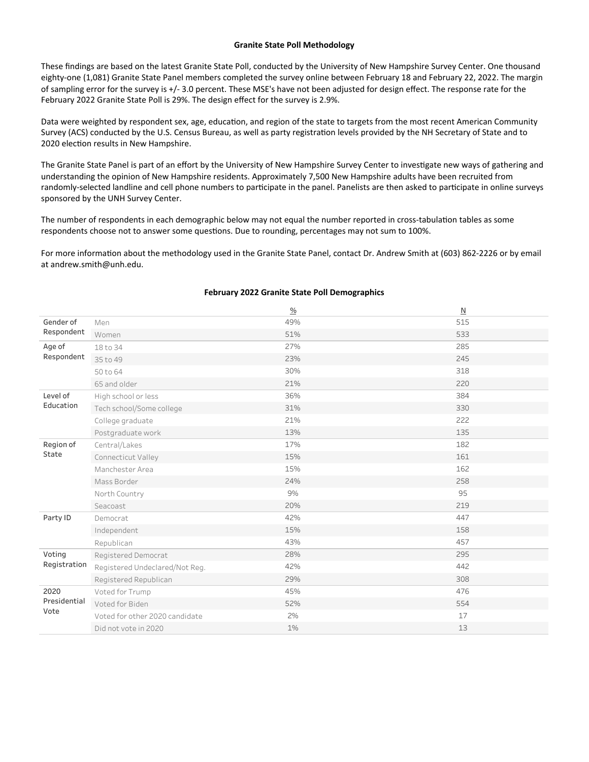## Granite State Poll Methodology

These findings are based on the latest Granite State Poll, conducted by the University of New Hampshire Survey Center. One thousand eighty-one (1,081) Granite State Panel members completed the survey online between February 18 and February 22, 2022. The margin of sampling error for the survey is +/- 3.0 percent. These MSE's have not been adjusted for design effect. The response rate for the February 2022 Granite State Poll is 29%. The design effect for the survey is 2.9%.

Data were weighted by respondent sex, age, education, and region of the state to targets from the most recent American Community Survey (ACS) conducted by the U.S. Census Bureau, as well as party registration levels provided by the NH Secretary of State and to 2020 election results in New Hampshire.

The Granite State Panel is part of an effort by the University of New Hampshire Survey Center to investigate new ways of gathering and understanding the opinion of New Hampshire residents. Approximately 7,500 New Hampshire adults have been recruited from randomly-selected landline and cell phone numbers to participate in the panel. Panelists are then asked to participate in online surveys sponsored by the UNH Survey Center.

The number of respondents in each demographic below may not equal the number reported in cross-tabulation tables as some respondents choose not to answer some questions. Due to rounding, percentages may not sum to 100%.

For more information about the methodology used in the Granite State Panel, contact Dr. Andrew Smith at (603) 862-2226 or by email at andrew.smith@unh.edu.

### February 2022 Granite State Poll Demographics

| | | % | N |
|---|---|---|---|
| Gender of Respondent | Men | 49% | 515 |
| | Women | 51% | 533 |
| Age of Respondent | 18 to 34 | 27% | 285 |
| | 35 to 49 | 23% | 245 |
| | 50 to 64 | 30% | 318 |
| | 65 and older | 21% | 220 |
| Level of Education | High school or less | 36% | 384 |
| | Tech school/Some college | 31% | 330 |
| | College graduate | 21% | 222 |
| | Postgraduate work | 13% | 135 |
| Region of State | Central/Lakes | 17% | 182 |
| | Connecticut Valley | 15% | 161 |
| | Manchester Area | 15% | 162 |
| | Mass Border | 24% | 258 |
| | North Country | 9% | 95 |
| | Seacoast | 20% | 219 |
| Party ID | Democrat | 42% | 447 |
| | Independent | 15% | 158 |
| | Republican | 43% | 457 |
| Voting Registration | Registered Democrat | 28% | 295 |
| | Registered Undeclared/Not Reg. | 42% | 442 |
| | Registered Republican | 29% | 308 |
| 2020 Presidential Vote | Voted for Trump | 45% | 476 |
| | Voted for Biden | 52% | 554 |
| | Voted for other 2020 candidate | 2% | 17 |
| | Did not vote in 2020 | 1% | 13 |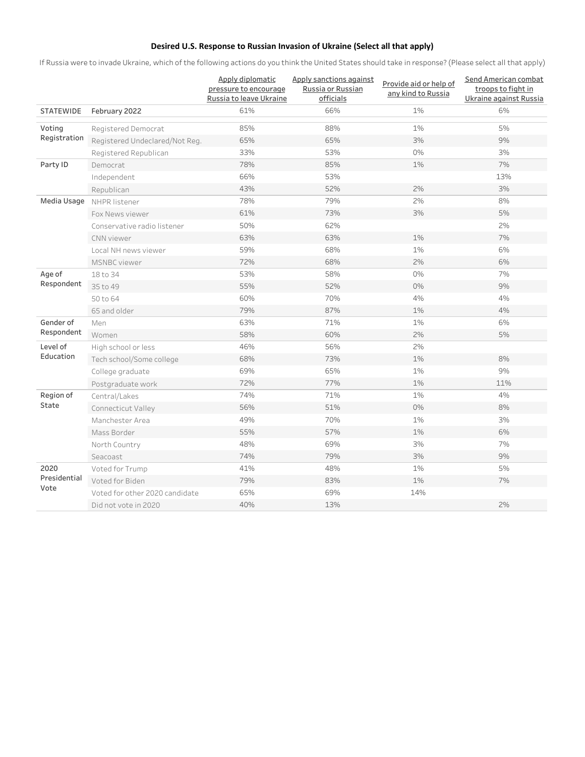**Desired U.S. Response to Russian Invasion of Ukraine (Select all that apply)**

If Russia were to invade Ukraine, which of the following actions do you think the United States should take in response? (Please select all that apply)

| | | Apply diplomatic pressure to encourage Russia to leave Ukraine | Apply sanctions against Russia or Russian officials | Provide aid or help of any kind to Russia | Send American combat troops to fight in Ukraine against Russia |
|---|---|---|---|---|---|
| STATEWIDE | February 2022 | 61% | 66% | 1% | 6% |
| Voting Registration | Registered Democrat | 85% | 88% | 1% | 5% |
| | Registered Undeclared/Not Reg. | 65% | 65% | 3% | 9% |
| | Registered Republican | 33% | 53% | 0% | 3% |
| Party ID | Democrat | 78% | 85% | 1% | 7% |
| | Independent | 66% | 53% | | 13% |
| | Republican | 43% | 52% | 2% | 3% |
| Media Usage | NHPR listener | 78% | 79% | 2% | 8% |
| | Fox News viewer | 61% | 73% | 3% | 5% |
| | Conservative radio listener | 50% | 62% | | 2% |
| | CNN viewer | 63% | 63% | 1% | 7% |
| | Local NH news viewer | 59% | 68% | 1% | 6% |
| | MSNBC viewer | 72% | 68% | 2% | 6% |
| Age of Respondent | 18 to 34 | 53% | 58% | 0% | 7% |
| | 35 to 49 | 55% | 52% | 0% | 9% |
| | 50 to 64 | 60% | 70% | 4% | 4% |
| | 65 and older | 79% | 87% | 1% | 4% |
| Gender of Respondent | Men | 63% | 71% | 1% | 6% |
| | Women | 58% | 60% | 2% | 5% |
| Level of Education | High school or less | 46% | 56% | 2% | |
| | Tech school/Some college | 68% | 73% | 1% | 8% |
| | College graduate | 69% | 65% | 1% | 9% |
| | Postgraduate work | 72% | 77% | 1% | 11% |
| Region of State | Central/Lakes | 74% | 71% | 1% | 4% |
| | Connecticut Valley | 56% | 51% | 0% | 8% |
| | Manchester Area | 49% | 70% | 1% | 3% |
| | Mass Border | 55% | 57% | 1% | 6% |
| | North Country | 48% | 69% | 3% | 7% |
| | Seacoast | 74% | 79% | 3% | 9% |
| 2020 Presidential Vote | Voted for Trump | 41% | 48% | 1% | 5% |
| | Voted for Biden | 79% | 83% | 1% | 7% |
| | Voted for other 2020 candidate | 65% | 69% | 14% | |
| | Did not vote in 2020 | 40% | 13% | | 2% |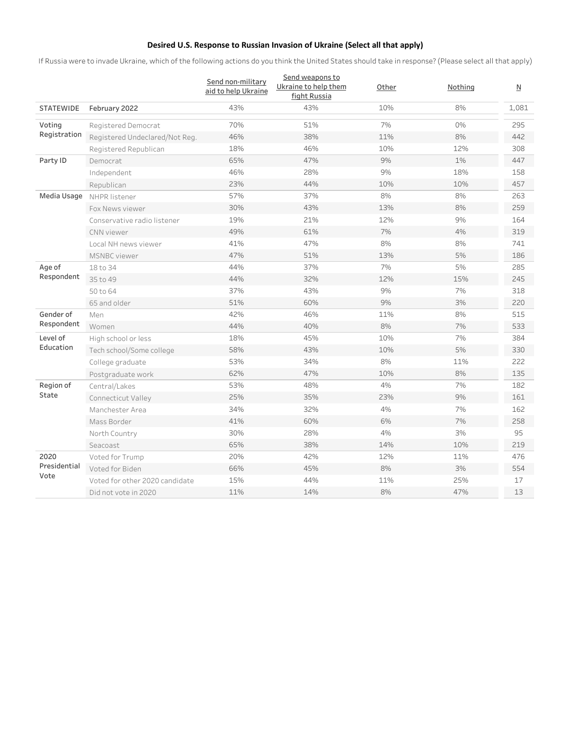**Desired U.S. Response to Russian Invasion of Ukraine (Select all that apply)**

If Russia were to invade Ukraine, which of the following actions do you think the United States should take in response? (Please select all that apply)

| | | Send non-military aid to help Ukraine | Send weapons to Ukraine to help them fight Russia | Other | Nothing | N |
|---|---|---|---|---|---|---|
| STATEWIDE | February 2022 | 43% | 43% | 10% | 8% | 1,081 |
| Voting Registration | Registered Democrat | 70% | 51% | 7% | 0% | 295 |
| | Registered Undeclared/Not Reg. | 46% | 38% | 11% | 8% | 442 |
| | Registered Republican | 18% | 46% | 10% | 12% | 308 |
| Party ID | Democrat | 65% | 47% | 9% | 1% | 447 |
| | Independent | 46% | 28% | 9% | 18% | 158 |
| | Republican | 23% | 44% | 10% | 10% | 457 |
| Media Usage | NHPR listener | 57% | 37% | 8% | 8% | 263 |
| | Fox News viewer | 30% | 43% | 13% | 8% | 259 |
| | Conservative radio listener | 19% | 21% | 12% | 9% | 164 |
| | CNN viewer | 49% | 61% | 7% | 4% | 319 |
| | Local NH news viewer | 41% | 47% | 8% | 8% | 741 |
| | MSNBC viewer | 47% | 51% | 13% | 5% | 186 |
| Age of Respondent | 18 to 34 | 44% | 37% | 7% | 5% | 285 |
| | 35 to 49 | 44% | 32% | 12% | 15% | 245 |
| | 50 to 64 | 37% | 43% | 9% | 7% | 318 |
| | 65 and older | 51% | 60% | 9% | 3% | 220 |
| Gender of Respondent | Men | 42% | 46% | 11% | 8% | 515 |
| | Women | 44% | 40% | 8% | 7% | 533 |
| Level of Education | High school or less | 18% | 45% | 10% | 7% | 384 |
| | Tech school/Some college | 58% | 43% | 10% | 5% | 330 |
| | College graduate | 53% | 34% | 8% | 11% | 222 |
| | Postgraduate work | 62% | 47% | 10% | 8% | 135 |
| Region of State | Central/Lakes | 53% | 48% | 4% | 7% | 182 |
| | Connecticut Valley | 25% | 35% | 23% | 9% | 161 |
| | Manchester Area | 34% | 32% | 4% | 7% | 162 |
| | Mass Border | 41% | 60% | 6% | 7% | 258 |
| | North Country | 30% | 28% | 4% | 3% | 95 |
| | Seacoast | 65% | 38% | 14% | 10% | 219 |
| 2020 Presidential Vote | Voted for Trump | 20% | 42% | 12% | 11% | 476 |
| | Voted for Biden | 66% | 45% | 8% | 3% | 554 |
| | Voted for other 2020 candidate | 15% | 44% | 11% | 25% | 17 |
| | Did not vote in 2020 | 11% | 14% | 8% | 47% | 13 |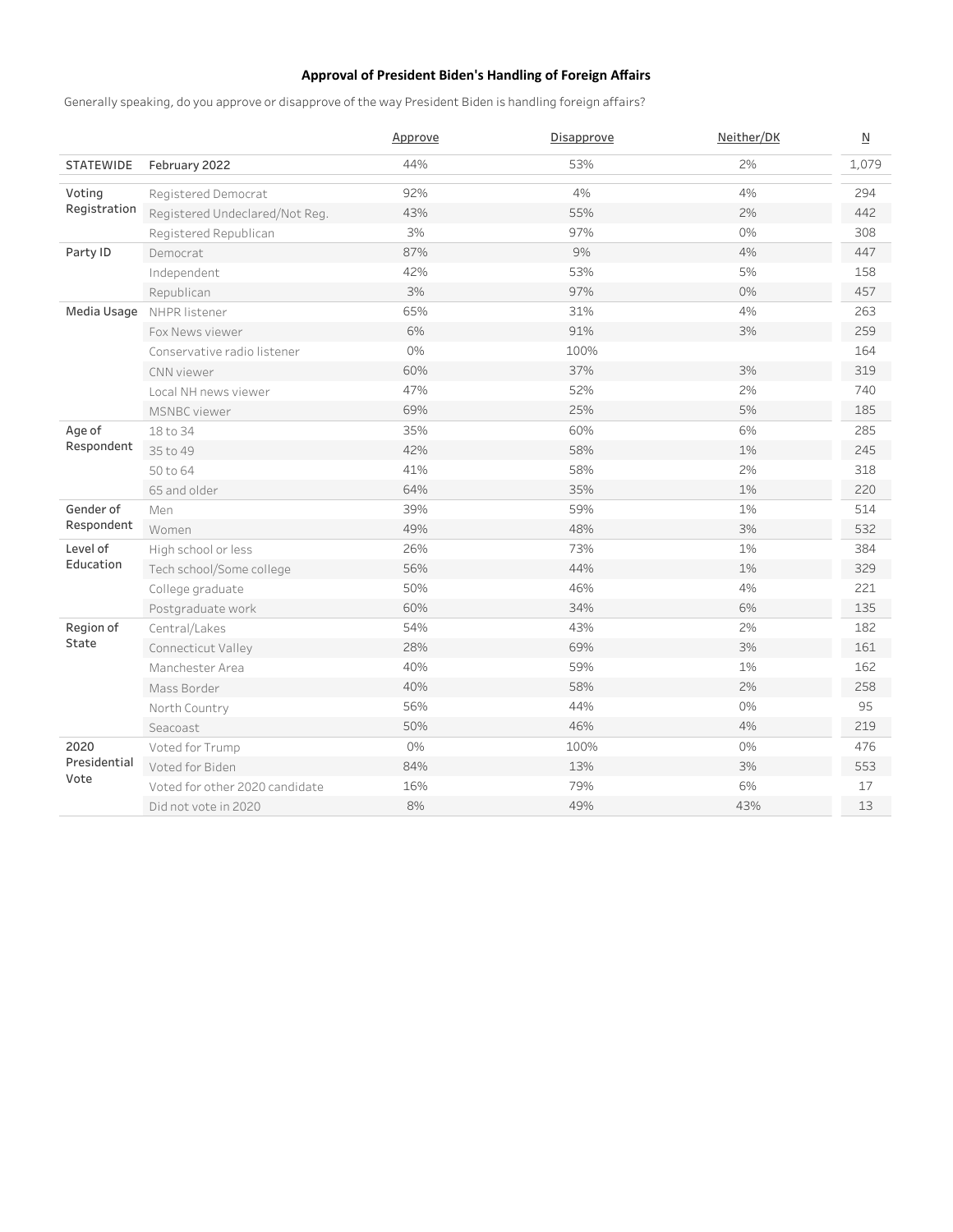**Approval of President Biden's Handling of Foreign Affairs**

Generally speaking, do you approve or disapprove of the way President Biden is handling foreign affairs?

| | | Approve | Disapprove | Neither/DK | N |
|---|---|---|---|---|---|
| STATEWIDE | February 2022 | 44% | 53% | 2% | 1,079 |
| Voting Registration | Registered Democrat | 92% | 4% | 4% | 294 |
| | Registered Undeclared/Not Reg. | 43% | 55% | 2% | 442 |
| | Registered Republican | 3% | 97% | 0% | 308 |
| Party ID | Democrat | 87% | 9% | 4% | 447 |
| | Independent | 42% | 53% | 5% | 158 |
| | Republican | 3% | 97% | 0% | 457 |
| Media Usage | NHPR listener | 65% | 31% | 4% | 263 |
| | Fox News viewer | 6% | 91% | 3% | 259 |
| | Conservative radio listener | 0% | 100% | | 164 |
| | CNN viewer | 60% | 37% | 3% | 319 |
| | Local NH news viewer | 47% | 52% | 2% | 740 |
| | MSNBC viewer | 69% | 25% | 5% | 185 |
| Age of Respondent | 18 to 34 | 35% | 60% | 6% | 285 |
| | 35 to 49 | 42% | 58% | 1% | 245 |
| | 50 to 64 | 41% | 58% | 2% | 318 |
| | 65 and older | 64% | 35% | 1% | 220 |
| Gender of Respondent | Men | 39% | 59% | 1% | 514 |
| | Women | 49% | 48% | 3% | 532 |
| Level of Education | High school or less | 26% | 73% | 1% | 384 |
| | Tech school/Some college | 56% | 44% | 1% | 329 |
| | College graduate | 50% | 46% | 4% | 221 |
| | Postgraduate work | 60% | 34% | 6% | 135 |
| Region of State | Central/Lakes | 54% | 43% | 2% | 182 |
| | Connecticut Valley | 28% | 69% | 3% | 161 |
| | Manchester Area | 40% | 59% | 1% | 162 |
| | Mass Border | 40% | 58% | 2% | 258 |
| | North Country | 56% | 44% | 0% | 95 |
| | Seacoast | 50% | 46% | 4% | 219 |
| 2020 Presidential Vote | Voted for Trump | 0% | 100% | 0% | 476 |
| | Voted for Biden | 84% | 13% | 3% | 553 |
| | Voted for other 2020 candidate | 16% | 79% | 6% | 17 |
| | Did not vote in 2020 | 8% | 49% | 43% | 13 |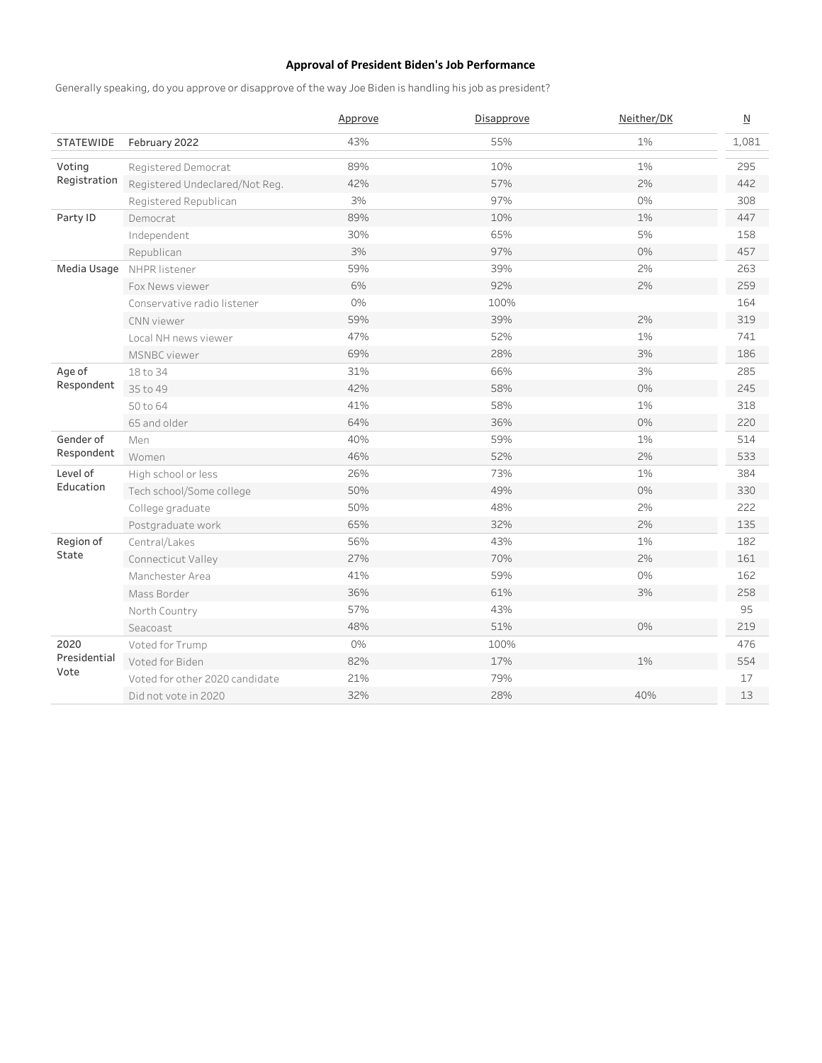**Approval of President Biden's Job Performance**

Generally speaking, do you approve or disapprove of the way Joe Biden is handling his job as president?

| | | Approve | Disapprove | Neither/DK | N |
|---|---|---|---|---|---|
| STATEWIDE | February 2022 | 43% | 55% | 1% | 1,081 |
| Voting Registration | Registered Democrat | 89% | 10% | 1% | 295 |
| | Registered Undeclared/Not Reg. | 42% | 57% | 2% | 442 |
| | Registered Republican | 3% | 97% | 0% | 308 |
| Party ID | Democrat | 89% | 10% | 1% | 447 |
| | Independent | 30% | 65% | 5% | 158 |
| | Republican | 3% | 97% | 0% | 457 |
| Media Usage | NHPR listener | 59% | 39% | 2% | 263 |
| | Fox News viewer | 6% | 92% | 2% | 259 |
| | Conservative radio listener | 0% | 100% | | 164 |
| | CNN viewer | 59% | 39% | 2% | 319 |
| | Local NH news viewer | 47% | 52% | 1% | 741 |
| | MSNBC viewer | 69% | 28% | 3% | 186 |
| Age of Respondent | 18 to 34 | 31% | 66% | 3% | 285 |
| | 35 to 49 | 42% | 58% | 0% | 245 |
| | 50 to 64 | 41% | 58% | 1% | 318 |
| | 65 and older | 64% | 36% | 0% | 220 |
| Gender of Respondent | Men | 40% | 59% | 1% | 514 |
| | Women | 46% | 52% | 2% | 533 |
| Level of Education | High school or less | 26% | 73% | 1% | 384 |
| | Tech school/Some college | 50% | 49% | 0% | 330 |
| | College graduate | 50% | 48% | 2% | 222 |
| | Postgraduate work | 65% | 32% | 2% | 135 |
| Region of State | Central/Lakes | 56% | 43% | 1% | 182 |
| | Connecticut Valley | 27% | 70% | 2% | 161 |
| | Manchester Area | 41% | 59% | 0% | 162 |
| | Mass Border | 36% | 61% | 3% | 258 |
| | North Country | 57% | 43% | | 95 |
| | Seacoast | 48% | 51% | 0% | 219 |
| 2020 Presidential Vote | Voted for Trump | 0% | 100% | | 476 |
| | Voted for Biden | 82% | 17% | 1% | 554 |
| | Voted for other 2020 candidate | 21% | 79% | | 17 |
| | Did not vote in 2020 | 32% | 28% | 40% | 13 |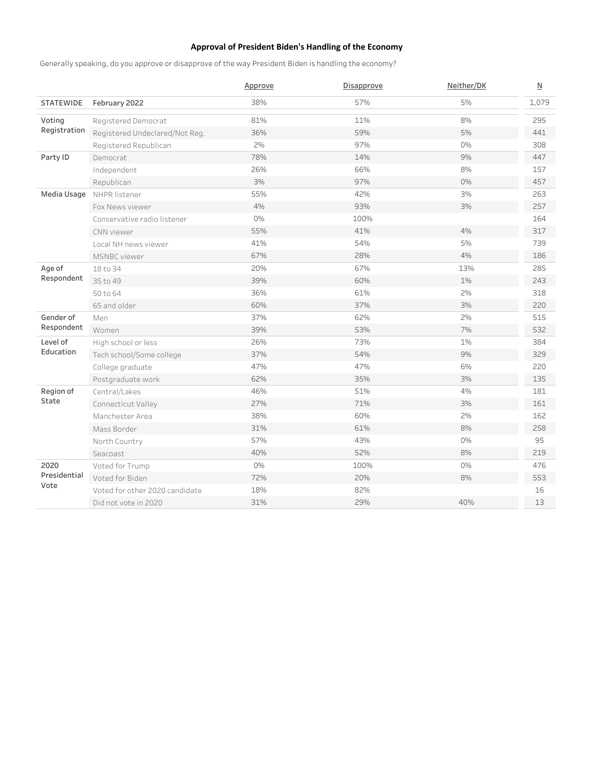## Approval of President Biden's Handling of the Economy

Generally speaking, do you approve or disapprove of the way President Biden is handling the economy?

| | | Approve | Disapprove | Neither/DK | N |
|---|---|---|---|---|---|
| STATEWIDE | February 2022 | 38% | 57% | 5% | 1,079 |
| Voting Registration | Registered Democrat | 81% | 11% | 8% | 295 |
| | Registered Undeclared/Not Reg. | 36% | 59% | 5% | 441 |
| | Registered Republican | 2% | 97% | 0% | 308 |
| Party ID | Democrat | 78% | 14% | 9% | 447 |
| | Independent | 26% | 66% | 8% | 157 |
| | Republican | 3% | 97% | 0% | 457 |
| Media Usage | NHPR listener | 55% | 42% | 3% | 263 |
| | Fox News viewer | 4% | 93% | 3% | 257 |
| | Conservative radio listener | 0% | 100% | | 164 |
| | CNN viewer | 55% | 41% | 4% | 317 |
| | Local NH news viewer | 41% | 54% | 5% | 739 |
| | MSNBC viewer | 67% | 28% | 4% | 186 |
| Age of Respondent | 18 to 34 | 20% | 67% | 13% | 285 |
| | 35 to 49 | 39% | 60% | 1% | 243 |
| | 50 to 64 | 36% | 61% | 2% | 318 |
| | 65 and older | 60% | 37% | 3% | 220 |
| Gender of Respondent | Men | 37% | 62% | 2% | 515 |
| | Women | 39% | 53% | 7% | 532 |
| Level of Education | High school or less | 26% | 73% | 1% | 384 |
| | Tech school/Some college | 37% | 54% | 9% | 329 |
| | College graduate | 47% | 47% | 6% | 220 |
| | Postgraduate work | 62% | 35% | 3% | 135 |
| Region of State | Central/Lakes | 46% | 51% | 4% | 181 |
| | Connecticut Valley | 27% | 71% | 3% | 161 |
| | Manchester Area | 38% | 60% | 2% | 162 |
| | Mass Border | 31% | 61% | 8% | 258 |
| | North Country | 57% | 43% | 0% | 95 |
| | Seacoast | 40% | 52% | 8% | 219 |
| 2020 Presidential Vote | Voted for Trump | 0% | 100% | 0% | 476 |
| | Voted for Biden | 72% | 20% | 8% | 553 |
| | Voted for other 2020 candidate | 18% | 82% | | 16 |
| | Did not vote in 2020 | 31% | 29% | 40% | 13 |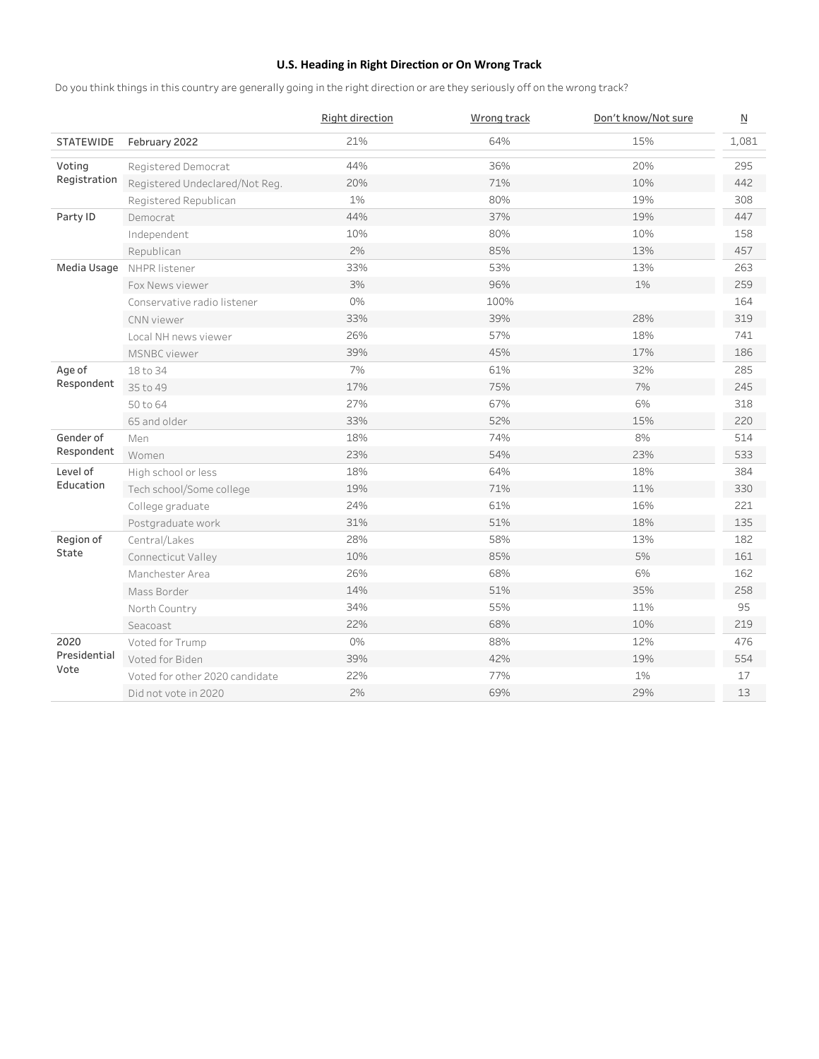## U.S. Heading in Right Direction or On Wrong Track

Do you think things in this country are generally going in the right direction or are they seriously off on the wrong track?

| | | Right direction | Wrong track | Don't know/Not sure | N |
|---|---|---|---|---|---|
| STATEWIDE | February 2022 | 21% | 64% | 15% | 1,081 |
| Voting Registration | Registered Democrat | 44% | 36% | 20% | 295 |
| | Registered Undeclared/Not Reg. | 20% | 71% | 10% | 442 |
| | Registered Republican | 1% | 80% | 19% | 308 |
| Party ID | Democrat | 44% | 37% | 19% | 447 |
| | Independent | 10% | 80% | 10% | 158 |
| | Republican | 2% | 85% | 13% | 457 |
| Media Usage | NHPR listener | 33% | 53% | 13% | 263 |
| | Fox News viewer | 3% | 96% | 1% | 259 |
| | Conservative radio listener | 0% | 100% | | 164 |
| | CNN viewer | 33% | 39% | 28% | 319 |
| | Local NH news viewer | 26% | 57% | 18% | 741 |
| | MSNBC viewer | 39% | 45% | 17% | 186 |
| Age of Respondent | 18 to 34 | 7% | 61% | 32% | 285 |
| | 35 to 49 | 17% | 75% | 7% | 245 |
| | 50 to 64 | 27% | 67% | 6% | 318 |
| | 65 and older | 33% | 52% | 15% | 220 |
| Gender of Respondent | Men | 18% | 74% | 8% | 514 |
| | Women | 23% | 54% | 23% | 533 |
| Level of Education | High school or less | 18% | 64% | 18% | 384 |
| | Tech school/Some college | 19% | 71% | 11% | 330 |
| | College graduate | 24% | 61% | 16% | 221 |
| | Postgraduate work | 31% | 51% | 18% | 135 |
| Region of State | Central/Lakes | 28% | 58% | 13% | 182 |
| | Connecticut Valley | 10% | 85% | 5% | 161 |
| | Manchester Area | 26% | 68% | 6% | 162 |
| | Mass Border | 14% | 51% | 35% | 258 |
| | North Country | 34% | 55% | 11% | 95 |
| | Seacoast | 22% | 68% | 10% | 219 |
| 2020 Presidential Vote | Voted for Trump | 0% | 88% | 12% | 476 |
| | Voted for Biden | 39% | 42% | 19% | 554 |
| | Voted for other 2020 candidate | 22% | 77% | 1% | 17 |
| | Did not vote in 2020 | 2% | 69% | 29% | 13 |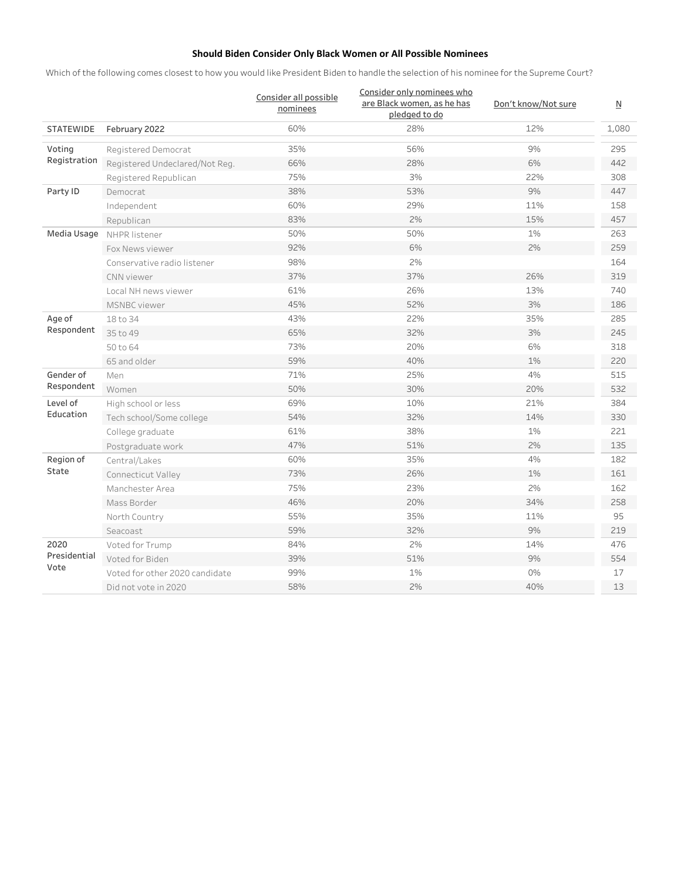**Should Biden Consider Only Black Women or All Possible Nominees**

Which of the following comes closest to how you would like President Biden to handle the selection of his nominee for the Supreme Court?

| | | Consider all possible nominees | Consider only nominees who are Black women, as he has pledged to do | Don't know/Not sure | N |
|---|---|---|---|---|---|
| STATEWIDE | February 2022 | 60% | 28% | 12% | 1,080 |
| Voting Registration | Registered Democrat | 35% | 56% | 9% | 295 |
| | Registered Undeclared/Not Reg. | 66% | 28% | 6% | 442 |
| | Registered Republican | 75% | 3% | 22% | 308 |
| Party ID | Democrat | 38% | 53% | 9% | 447 |
| | Independent | 60% | 29% | 11% | 158 |
| | Republican | 83% | 2% | 15% | 457 |
| Media Usage | NHPR listener | 50% | 50% | 1% | 263 |
| | Fox News viewer | 92% | 6% | 2% | 259 |
| | Conservative radio listener | 98% | 2% | | 164 |
| | CNN viewer | 37% | 37% | 26% | 319 |
| | Local NH news viewer | 61% | 26% | 13% | 740 |
| | MSNBC viewer | 45% | 52% | 3% | 186 |
| Age of Respondent | 18 to 34 | 43% | 22% | 35% | 285 |
| | 35 to 49 | 65% | 32% | 3% | 245 |
| | 50 to 64 | 73% | 20% | 6% | 318 |
| | 65 and older | 59% | 40% | 1% | 220 |
| Gender of Respondent | Men | 71% | 25% | 4% | 515 |
| | Women | 50% | 30% | 20% | 532 |
| Level of Education | High school or less | 69% | 10% | 21% | 384 |
| | Tech school/Some college | 54% | 32% | 14% | 330 |
| | College graduate | 61% | 38% | 1% | 221 |
| | Postgraduate work | 47% | 51% | 2% | 135 |
| Region of State | Central/Lakes | 60% | 35% | 4% | 182 |
| | Connecticut Valley | 73% | 26% | 1% | 161 |
| | Manchester Area | 75% | 23% | 2% | 162 |
| | Mass Border | 46% | 20% | 34% | 258 |
| | North Country | 55% | 35% | 11% | 95 |
| | Seacoast | 59% | 32% | 9% | 219 |
| 2020 Presidential Vote | Voted for Trump | 84% | 2% | 14% | 476 |
| | Voted for Biden | 39% | 51% | 9% | 554 |
| | Voted for other 2020 candidate | 99% | 1% | 0% | 17 |
| | Did not vote in 2020 | 58% | 2% | 40% | 13 |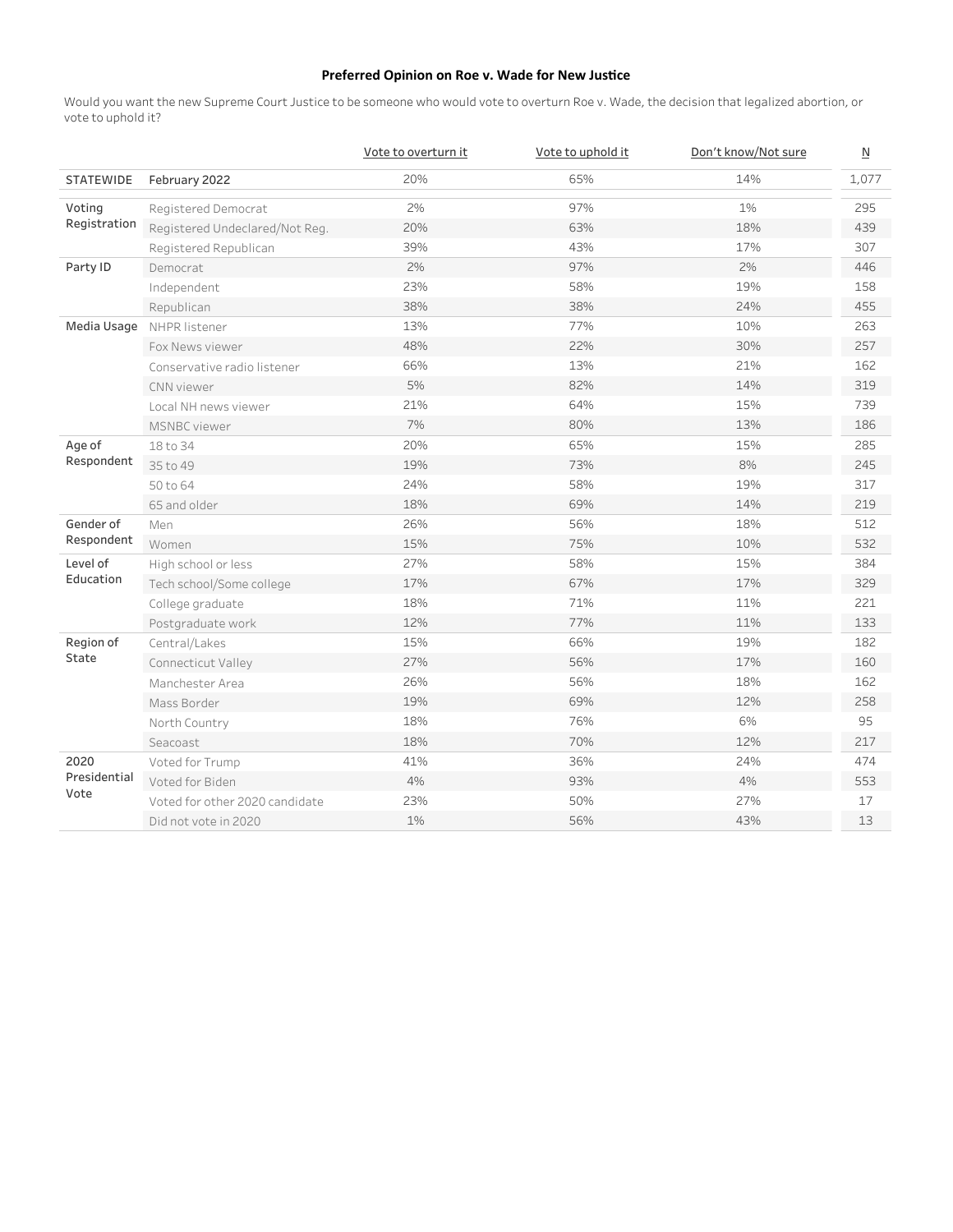**Preferred Opinion on Roe v. Wade for New Justice**

Would you want the new Supreme Court Justice to be someone who would vote to overturn Roe v. Wade, the decision that legalized abortion, or vote to uphold it?

| | | Vote to overturn it | Vote to uphold it | Don't know/Not sure | N |
|---|---|---|---|---|---|
| STATEWIDE | February 2022 | 20% | 65% | 14% | 1,077 |
| Voting Registration | Registered Democrat | 2% | 97% | 1% | 295 |
| | Registered Undeclared/Not Reg. | 20% | 63% | 18% | 439 |
| | Registered Republican | 39% | 43% | 17% | 307 |
| Party ID | Democrat | 2% | 97% | 2% | 446 |
| | Independent | 23% | 58% | 19% | 158 |
| | Republican | 38% | 38% | 24% | 455 |
| Media Usage | NHPR listener | 13% | 77% | 10% | 263 |
| | Fox News viewer | 48% | 22% | 30% | 257 |
| | Conservative radio listener | 66% | 13% | 21% | 162 |
| | CNN viewer | 5% | 82% | 14% | 319 |
| | Local NH news viewer | 21% | 64% | 15% | 739 |
| | MSNBC viewer | 7% | 80% | 13% | 186 |
| Age of Respondent | 18 to 34 | 20% | 65% | 15% | 285 |
| | 35 to 49 | 19% | 73% | 8% | 245 |
| | 50 to 64 | 24% | 58% | 19% | 317 |
| | 65 and older | 18% | 69% | 14% | 219 |
| Gender of Respondent | Men | 26% | 56% | 18% | 512 |
| | Women | 15% | 75% | 10% | 532 |
| Level of Education | High school or less | 27% | 58% | 15% | 384 |
| | Tech school/Some college | 17% | 67% | 17% | 329 |
| | College graduate | 18% | 71% | 11% | 221 |
| | Postgraduate work | 12% | 77% | 11% | 133 |
| Region of State | Central/Lakes | 15% | 66% | 19% | 182 |
| | Connecticut Valley | 27% | 56% | 17% | 160 |
| | Manchester Area | 26% | 56% | 18% | 162 |
| | Mass Border | 19% | 69% | 12% | 258 |
| | North Country | 18% | 76% | 6% | 95 |
| | Seacoast | 18% | 70% | 12% | 217 |
| 2020 Presidential Vote | Voted for Trump | 41% | 36% | 24% | 474 |
| | Voted for Biden | 4% | 93% | 4% | 553 |
| | Voted for other 2020 candidate | 23% | 50% | 27% | 17 |
| | Did not vote in 2020 | 1% | 56% | 43% | 13 |